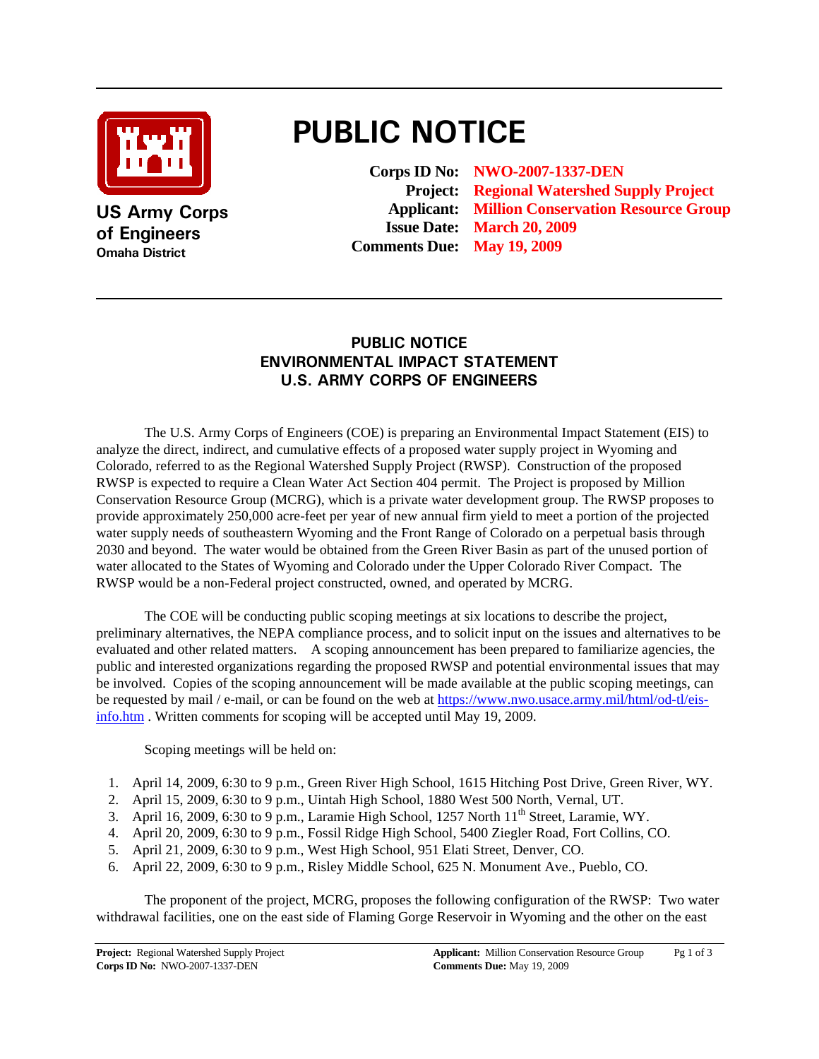US Army Corps of Engineers
Omaha District

# PUBLIC NOTICE

**Corps ID No:** NWO-2007-1337-DEN
**Project:** Regional Watershed Supply Project
**Applicant:** Million Conservation Resource Group
**Issue Date:** March 20, 2009
**Comments Due:** May 19, 2009

## PUBLIC NOTICE
## ENVIRONMENTAL IMPACT STATEMENT
## U.S. ARMY CORPS OF ENGINEERS

The U.S. Army Corps of Engineers (COE) is preparing an Environmental Impact Statement (EIS) to analyze the direct, indirect, and cumulative effects of a proposed water supply project in Wyoming and Colorado, referred to as the Regional Watershed Supply Project (RWSP). Construction of the proposed RWSP is expected to require a Clean Water Act Section 404 permit. The Project is proposed by Million Conservation Resource Group (MCRG), which is a private water development group. The RWSP proposes to provide approximately 250,000 acre-feet per year of new annual firm yield to meet a portion of the projected water supply needs of southeastern Wyoming and the Front Range of Colorado on a perpetual basis through 2030 and beyond. The water would be obtained from the Green River Basin as part of the unused portion of water allocated to the States of Wyoming and Colorado under the Upper Colorado River Compact. The RWSP would be a non-Federal project constructed, owned, and operated by MCRG.

The COE will be conducting public scoping meetings at six locations to describe the project, preliminary alternatives, the NEPA compliance process, and to solicit input on the issues and alternatives to be evaluated and other related matters. A scoping announcement has been prepared to familiarize agencies, the public and interested organizations regarding the proposed RWSP and potential environmental issues that may be involved. Copies of the scoping announcement will be made available at the public scoping meetings, can be requested by mail / e-mail, or can be found on the web at https://www.nwo.usace.army.mil/html/od-tl/eis-info.htm . Written comments for scoping will be accepted until May 19, 2009.

Scoping meetings will be held on:

1. April 14, 2009, 6:30 to 9 p.m., Green River High School, 1615 Hitching Post Drive, Green River, WY.
2. April 15, 2009, 6:30 to 9 p.m., Uintah High School, 1880 West 500 North, Vernal, UT.
3. April 16, 2009, 6:30 to 9 p.m., Laramie High School, 1257 North 11th Street, Laramie, WY.
4. April 20, 2009, 6:30 to 9 p.m., Fossil Ridge High School, 5400 Ziegler Road, Fort Collins, CO.
5. April 21, 2009, 6:30 to 9 p.m., West High School, 951 Elati Street, Denver, CO.
6. April 22, 2009, 6:30 to 9 p.m., Risley Middle School, 625 N. Monument Ave., Pueblo, CO.

The proponent of the project, MCRG, proposes the following configuration of the RWSP: Two water withdrawal facilities, one on the east side of Flaming Gorge Reservoir in Wyoming and the other on the east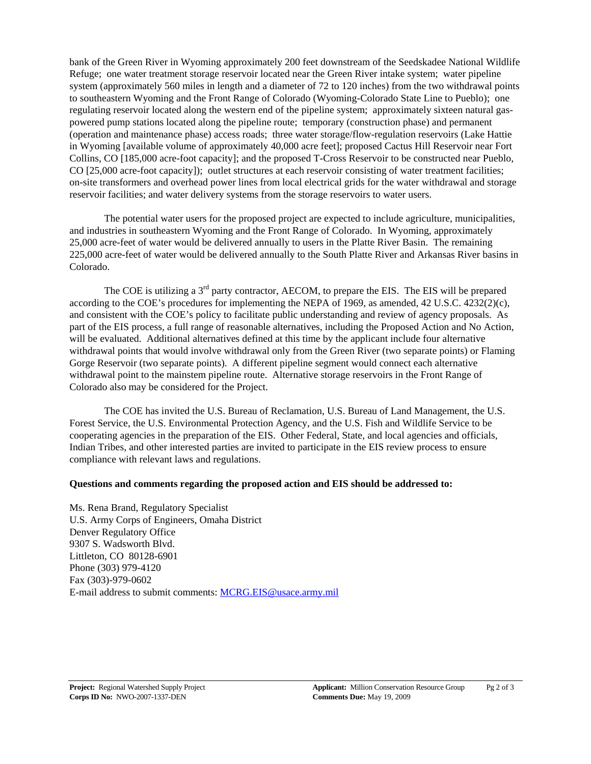bank of the Green River in Wyoming approximately 200 feet downstream of the Seedskadee National Wildlife Refuge; one water treatment storage reservoir located near the Green River intake system; water pipeline system (approximately 560 miles in length and a diameter of 72 to 120 inches) from the two withdrawal points to southeastern Wyoming and the Front Range of Colorado (Wyoming-Colorado State Line to Pueblo); one regulating reservoir located along the western end of the pipeline system; approximately sixteen natural gas-powered pump stations located along the pipeline route; temporary (construction phase) and permanent (operation and maintenance phase) access roads; three water storage/flow-regulation reservoirs (Lake Hattie in Wyoming [available volume of approximately 40,000 acre feet]; proposed Cactus Hill Reservoir near Fort Collins, CO [185,000 acre-foot capacity]; and the proposed T-Cross Reservoir to be constructed near Pueblo, CO [25,000 acre-foot capacity]); outlet structures at each reservoir consisting of water treatment facilities; on-site transformers and overhead power lines from local electrical grids for the water withdrawal and storage reservoir facilities; and water delivery systems from the storage reservoirs to water users.

The potential water users for the proposed project are expected to include agriculture, municipalities, and industries in southeastern Wyoming and the Front Range of Colorado. In Wyoming, approximately 25,000 acre-feet of water would be delivered annually to users in the Platte River Basin. The remaining 225,000 acre-feet of water would be delivered annually to the South Platte River and Arkansas River basins in Colorado.

The COE is utilizing a 3rd party contractor, AECOM, to prepare the EIS. The EIS will be prepared according to the COE's procedures for implementing the NEPA of 1969, as amended, 42 U.S.C. 4232(2)(c), and consistent with the COE's policy to facilitate public understanding and review of agency proposals. As part of the EIS process, a full range of reasonable alternatives, including the Proposed Action and No Action, will be evaluated. Additional alternatives defined at this time by the applicant include four alternative withdrawal points that would involve withdrawal only from the Green River (two separate points) or Flaming Gorge Reservoir (two separate points). A different pipeline segment would connect each alternative withdrawal point to the mainstem pipeline route. Alternative storage reservoirs in the Front Range of Colorado also may be considered for the Project.

The COE has invited the U.S. Bureau of Reclamation, U.S. Bureau of Land Management, the U.S. Forest Service, the U.S. Environmental Protection Agency, and the U.S. Fish and Wildlife Service to be cooperating agencies in the preparation of the EIS. Other Federal, State, and local agencies and officials, Indian Tribes, and other interested parties are invited to participate in the EIS review process to ensure compliance with relevant laws and regulations.

**Questions and comments regarding the proposed action and EIS should be addressed to:**

Ms. Rena Brand, Regulatory Specialist
U.S. Army Corps of Engineers, Omaha District
Denver Regulatory Office
9307 S. Wadsworth Blvd.
Littleton, CO 80128-6901
Phone (303) 979-4120
Fax (303)-979-0602
E-mail address to submit comments: MCRG.EIS@usace.army.mil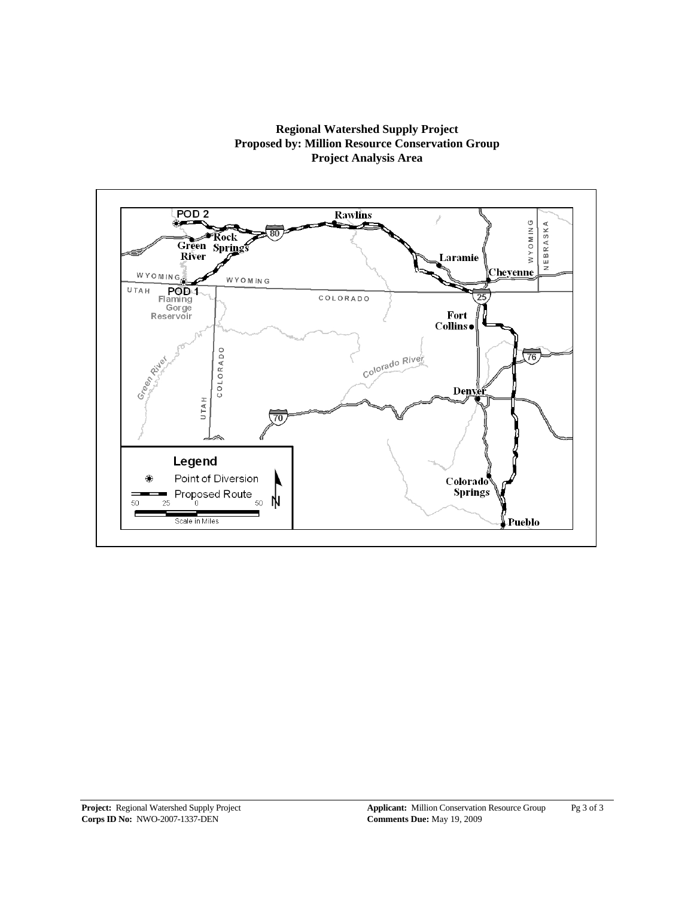**Regional Watershed Supply Project**
**Proposed by: Million Resource Conservation Group**
**Project Analysis Area**

POD 2

Rawlins

80

Rock Springs

Green River

Laramie

Cheyenne

WYOMING

NEBRASKA

WYOMING

WYOMING

UTAH

POD 1

Flaming Gorge Reservoir

COLORADO

25

Fort Collins

76

Green River

COLORADO

UTAH

Colorado River

Denver

70

Colorado Springs

Pueblo

Legend

Point of Diversion

Proposed Route

50 25 0 50

Scale in Miles

N